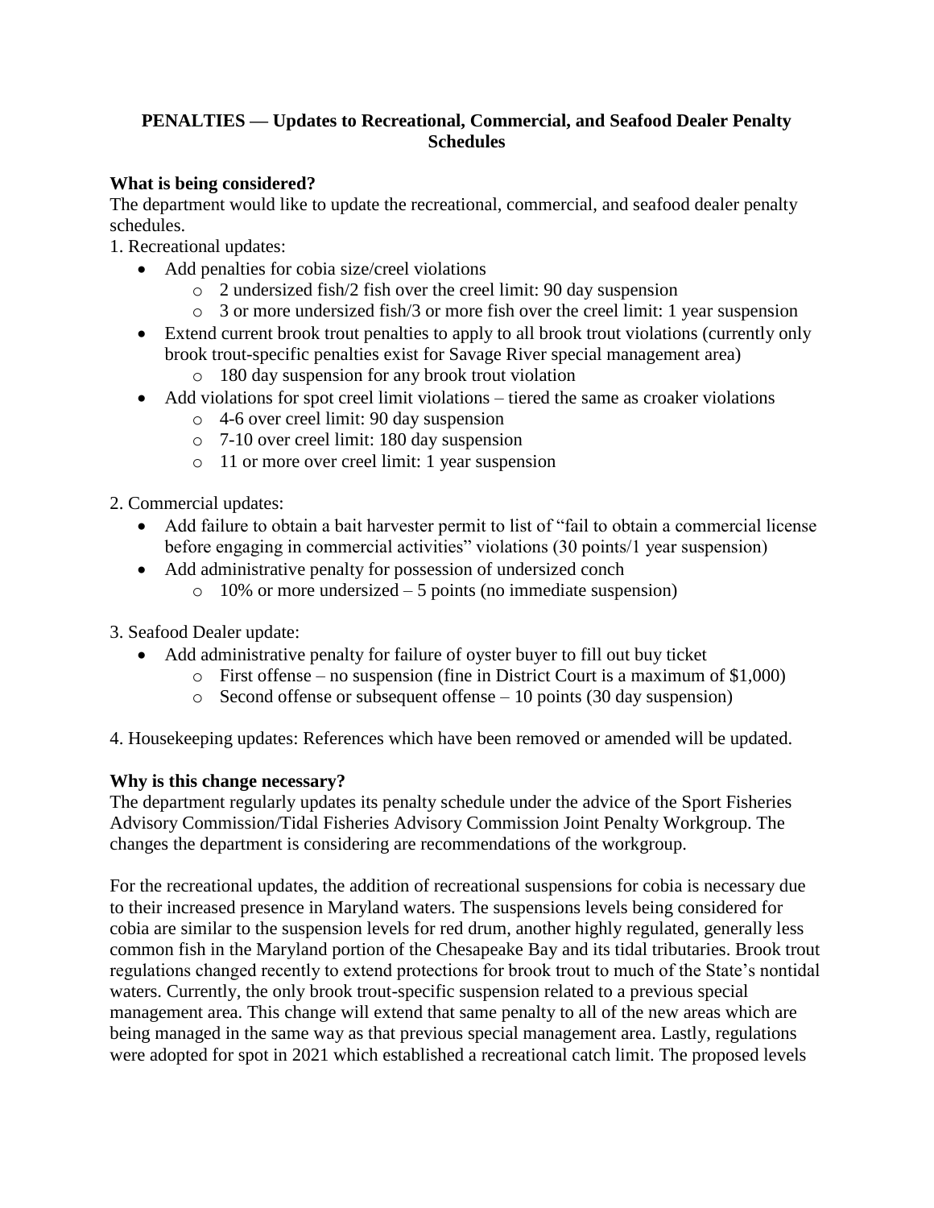**PENALTIES — Updates to Recreational, Commercial, and Seafood Dealer Penalty Schedules**

**What is being considered?**

The department would like to update the recreational, commercial, and seafood dealer penalty schedules.

1. Recreational updates:
   - Add penalties for cobia size/creel violations
     - 2 undersized fish/2 fish over the creel limit: 90 day suspension
     - 3 or more undersized fish/3 or more fish over the creel limit: 1 year suspension
   - Extend current brook trout penalties to apply to all brook trout violations (currently only brook trout-specific penalties exist for Savage River special management area)
     - 180 day suspension for any brook trout violation
   - Add violations for spot creel limit violations – tiered the same as croaker violations
     - 4-6 over creel limit: 90 day suspension
     - 7-10 over creel limit: 180 day suspension
     - 11 or more over creel limit: 1 year suspension

2. Commercial updates:
   - Add failure to obtain a bait harvester permit to list of "fail to obtain a commercial license before engaging in commercial activities" violations (30 points/1 year suspension)
   - Add administrative penalty for possession of undersized conch
     - 10% or more undersized – 5 points (no immediate suspension)

3. Seafood Dealer update:
   - Add administrative penalty for failure of oyster buyer to fill out buy ticket
     - First offense – no suspension (fine in District Court is a maximum of $1,000)
     - Second offense or subsequent offense – 10 points (30 day suspension)

4. Housekeeping updates: References which have been removed or amended will be updated.

**Why is this change necessary?**

The department regularly updates its penalty schedule under the advice of the Sport Fisheries Advisory Commission/Tidal Fisheries Advisory Commission Joint Penalty Workgroup. The changes the department is considering are recommendations of the workgroup.

For the recreational updates, the addition of recreational suspensions for cobia is necessary due to their increased presence in Maryland waters. The suspensions levels being considered for cobia are similar to the suspension levels for red drum, another highly regulated, generally less common fish in the Maryland portion of the Chesapeake Bay and its tidal tributaries. Brook trout regulations changed recently to extend protections for brook trout to much of the State's nontidal waters. Currently, the only brook trout-specific suspension related to a previous special management area. This change will extend that same penalty to all of the new areas which are being managed in the same way as that previous special management area. Lastly, regulations were adopted for spot in 2021 which established a recreational catch limit. The proposed levels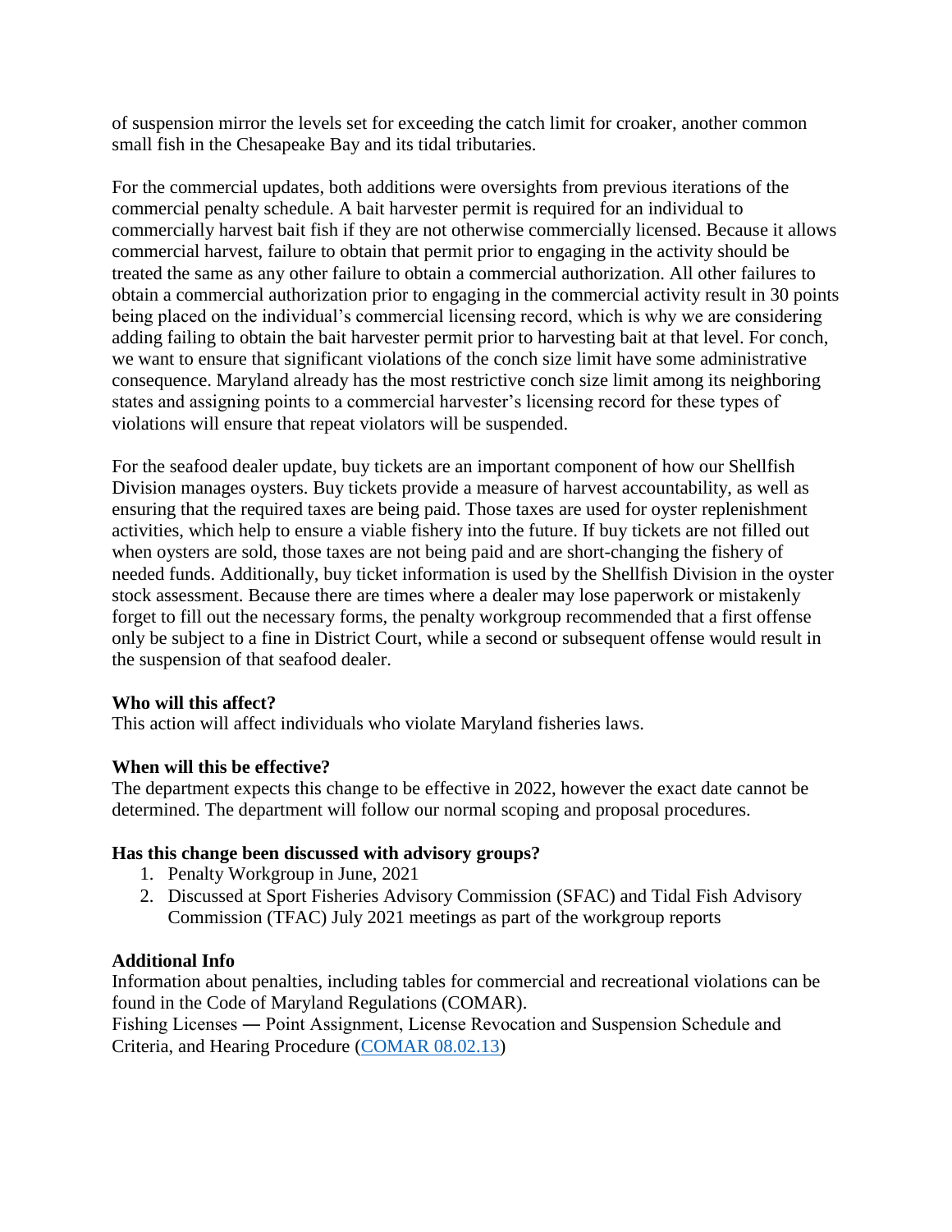of suspension mirror the levels set for exceeding the catch limit for croaker, another common small fish in the Chesapeake Bay and its tidal tributaries.

For the commercial updates, both additions were oversights from previous iterations of the commercial penalty schedule. A bait harvester permit is required for an individual to commercially harvest bait fish if they are not otherwise commercially licensed. Because it allows commercial harvest, failure to obtain that permit prior to engaging in the activity should be treated the same as any other failure to obtain a commercial authorization. All other failures to obtain a commercial authorization prior to engaging in the commercial activity result in 30 points being placed on the individual's commercial licensing record, which is why we are considering adding failing to obtain the bait harvester permit prior to harvesting bait at that level. For conch, we want to ensure that significant violations of the conch size limit have some administrative consequence. Maryland already has the most restrictive conch size limit among its neighboring states and assigning points to a commercial harvester's licensing record for these types of violations will ensure that repeat violators will be suspended.

For the seafood dealer update, buy tickets are an important component of how our Shellfish Division manages oysters. Buy tickets provide a measure of harvest accountability, as well as ensuring that the required taxes are being paid. Those taxes are used for oyster replenishment activities, which help to ensure a viable fishery into the future. If buy tickets are not filled out when oysters are sold, those taxes are not being paid and are short-changing the fishery of needed funds. Additionally, buy ticket information is used by the Shellfish Division in the oyster stock assessment. Because there are times where a dealer may lose paperwork or mistakenly forget to fill out the necessary forms, the penalty workgroup recommended that a first offense only be subject to a fine in District Court, while a second or subsequent offense would result in the suspension of that seafood dealer.

**Who will this affect?**

This action will affect individuals who violate Maryland fisheries laws.

**When will this be effective?**

The department expects this change to be effective in 2022, however the exact date cannot be determined. The department will follow our normal scoping and proposal procedures.

**Has this change been discussed with advisory groups?**

1. Penalty Workgroup in June, 2021
2. Discussed at Sport Fisheries Advisory Commission (SFAC) and Tidal Fish Advisory Commission (TFAC) July 2021 meetings as part of the workgroup reports

**Additional Info**

Information about penalties, including tables for commercial and recreational violations can be found in the Code of Maryland Regulations (COMAR).

Fishing Licenses ― Point Assignment, License Revocation and Suspension Schedule and Criteria, and Hearing Procedure (COMAR 08.02.13)